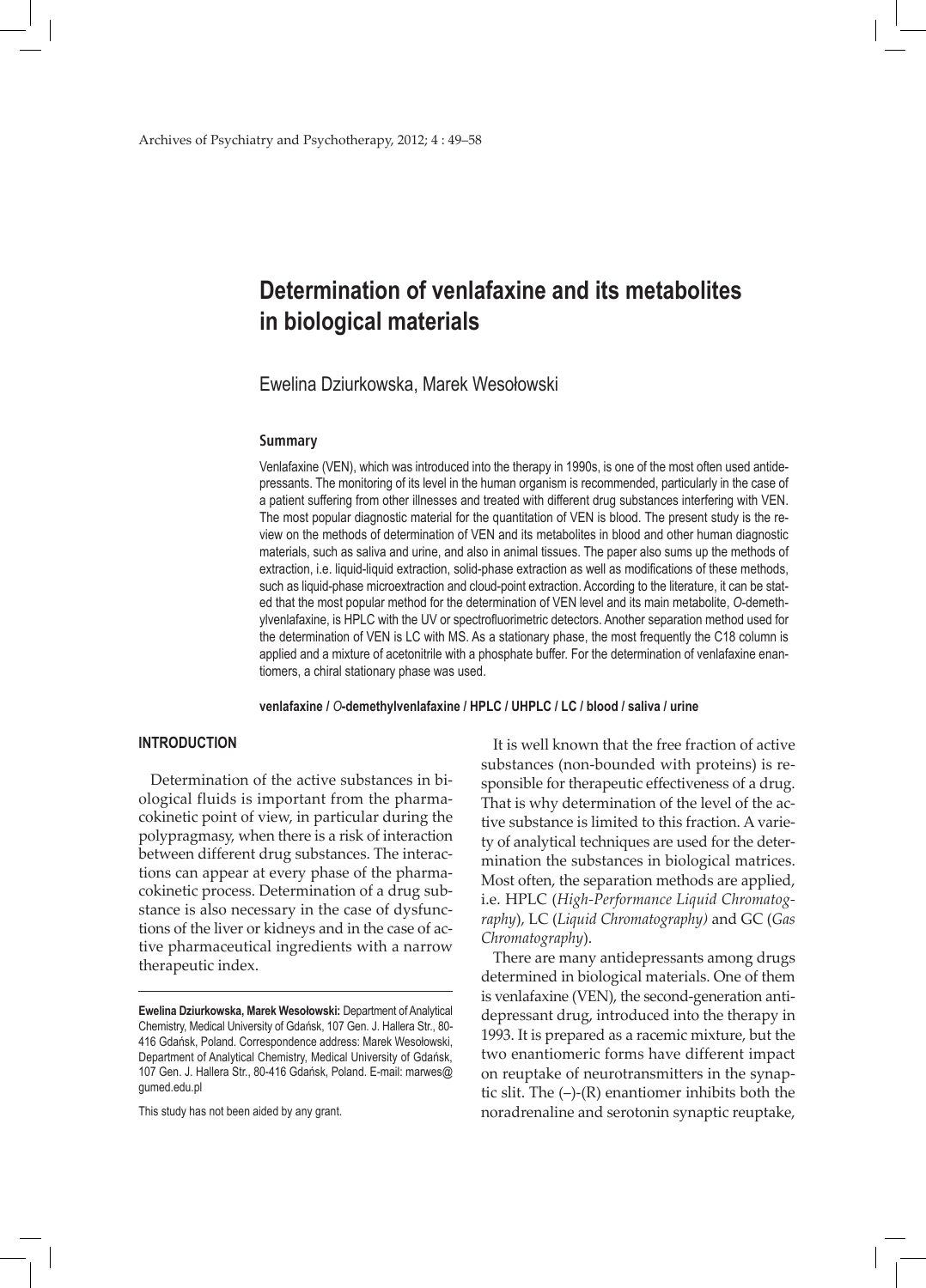# Determination of venlafaxine and its metabolites in biological materials

Ewelina Dziurkowska, Marek Wesołowski

### Summary

Venlafaxine (VEN), which was introduced into the therapy in 1990s, is one of the most often used antidepressants. The monitoring of its level in the human organism is recommended, particularly in the case of a patient suffering from other illnesses and treated with different drug substances interfering with VEN. The most popular diagnostic material for the quantitation of VEN is blood. The present study is the review on the methods of determination of VEN and its metabolites in blood and other human diagnostic materials, such as saliva and urine, and also in animal tissues. The paper also sums up the methods of extraction, i.e. liquid-liquid extraction, solid-phase extraction as well as modifications of these methods, such as liquid-phase microextraction and cloud-point extraction. According to the literature, it can be stated that the most popular method for the determination of VEN level and its main metabolite, *O*-demethylvenlafaxine, is HPLC with the UV or spectrofluorimetric detectors. Another separation method used for the determination of VEN is LC with MS. As a stationary phase, the most frequently the C18 column is applied and a mixture of acetonitrile with a phosphate buffer. For the determination of venlafaxine enantiomers, a chiral stationary phase was used.

**venlafaxine / *O*-demethylvenlafaxine / HPLC / UHPLC / LC / blood / saliva / urine**

## INTRODUCTION

Determination of the active substances in biological fluids is important from the pharmacokinetic point of view, in particular during the polypragmasy, when there is a risk of interaction between different drug substances. The interactions can appear at every phase of the pharmacokinetic process. Determination of a drug substance is also necessary in the case of dysfunctions of the liver or kidneys and in the case of active pharmaceutical ingredients with a narrow therapeutic index.

**Ewelina Dziurkowska, Marek Wesołowski:** Department of Analytical Chemistry, Medical University of Gdańsk, 107 Gen. J. Hallera Str., 80-416 Gdańsk, Poland. Correspondence address: Marek Wesołowski, Department of Analytical Chemistry, Medical University of Gdańsk, 107 Gen. J. Hallera Str., 80-416 Gdańsk, Poland. E-mail: marwes@gumed.edu.pl

This study has not been aided by any grant.

It is well known that the free fraction of active substances (non-bounded with proteins) is responsible for therapeutic effectiveness of a drug. That is why determination of the level of the active substance is limited to this fraction. A variety of analytical techniques are used for the determination the substances in biological matrices. Most often, the separation methods are applied, i.e. HPLC (*High-Performance Liquid Chromatography*), LC (*Liquid Chromatography)* and GC (*Gas Chromatography*).

There are many antidepressants among drugs determined in biological materials. One of them is venlafaxine (VEN), the second-generation antidepressant drug, introduced into the therapy in 1993. It is prepared as a racemic mixture, but the two enantiomeric forms have different impact on reuptake of neurotransmitters in the synaptic slit. The (–)-(R) enantiomer inhibits both the noradrenaline and serotonin synaptic reuptake,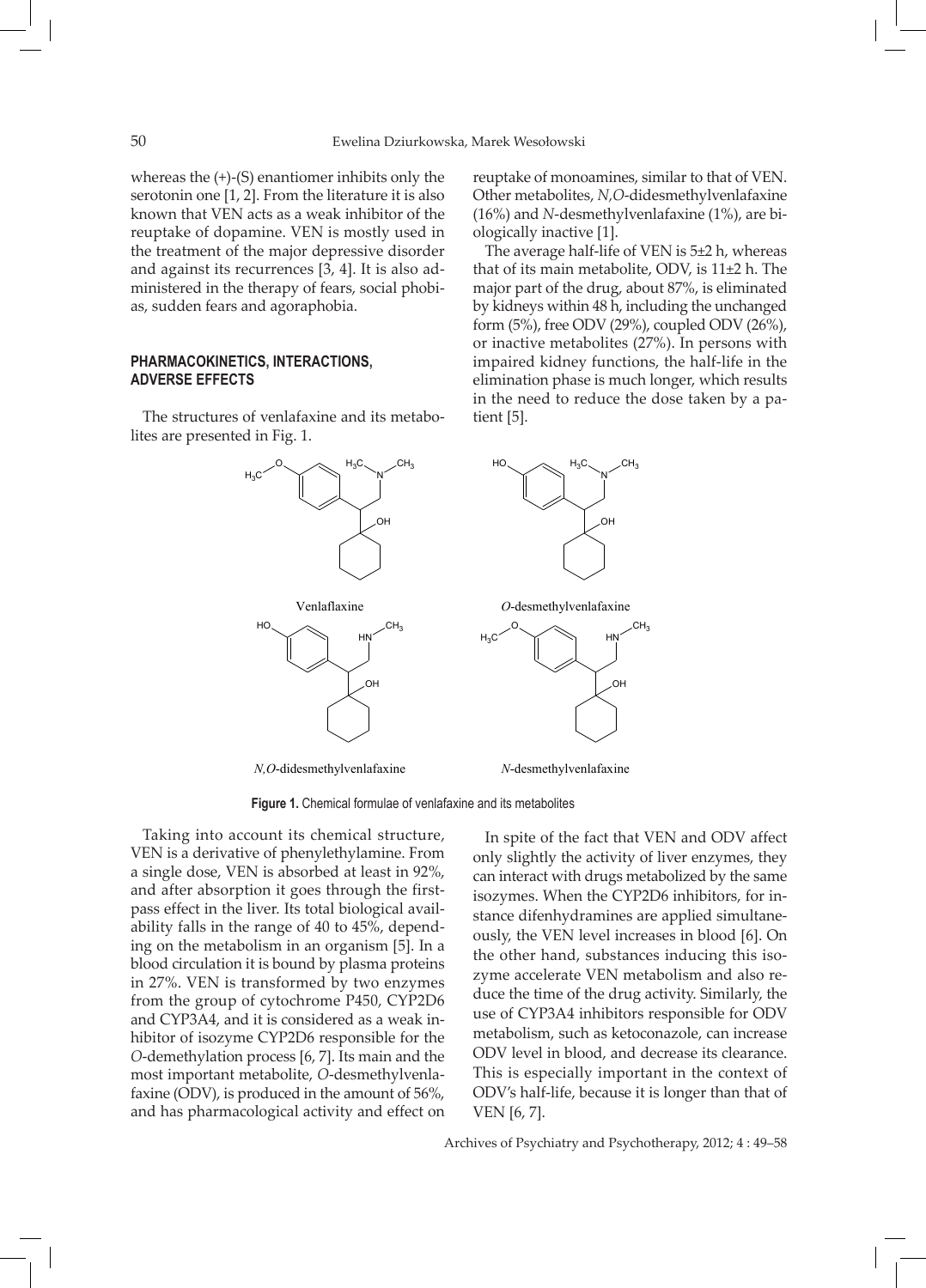whereas the (+)-(S) enantiomer inhibits only the serotonin one [1, 2]. From the literature it is also known that VEN acts as a weak inhibitor of the reuptake of dopamine. VEN is mostly used in the treatment of the major depressive disorder and against its recurrences [3, 4]. It is also administered in the therapy of fears, social phobias, sudden fears and agoraphobia.

## PHARMACOKINETICS, INTERACTIONS, ADVERSE EFFECTS

The structures of venlafaxine and its metabolites are presented in Fig. 1.

Venlaflaxine

*O*-desmethylvenlafaxine

*N,O*-didesmethylvenlafaxine

*N*-desmethylvenlafaxine

**Figure 1.** Chemical formulae of venlafaxine and its metabolites

Taking into account its chemical structure, VEN is a derivative of phenylethylamine. From a single dose, VEN is absorbed at least in 92%, and after absorption it goes through the first-pass effect in the liver. Its total biological availability falls in the range of 40 to 45%, depending on the metabolism in an organism [5]. In a blood circulation it is bound by plasma proteins in 27%. VEN is transformed by two enzymes from the group of cytochrome P450, CYP2D6 and CYP3A4, and it is considered as a weak inhibitor of isozyme CYP2D6 responsible for the *O*-demethylation process [6, 7]. Its main and the most important metabolite, *O*-desmethylvenlafaxine (ODV), is produced in the amount of 56%, and has pharmacological activity and effect on reuptake of monoamines, similar to that of VEN. Other metabolites, *N,O*-didesmethylvenlafaxine (16%) and *N*-desmethylvenlafaxine (1%), are biologically inactive [1].

The average half-life of VEN is 5±2 h, whereas that of its main metabolite, ODV, is 11±2 h. The major part of the drug, about 87%, is eliminated by kidneys within 48 h, including the unchanged form (5%), free ODV (29%), coupled ODV (26%), or inactive metabolites (27%). In persons with impaired kidney functions, the half-life in the elimination phase is much longer, which results in the need to reduce the dose taken by a patient [5].

In spite of the fact that VEN and ODV affect only slightly the activity of liver enzymes, they can interact with drugs metabolized by the same isozymes. When the CYP2D6 inhibitors, for instance difenhydramines are applied simultaneously, the VEN level increases in blood [6]. On the other hand, substances inducing this isozyme accelerate VEN metabolism and also reduce the time of the drug activity. Similarly, the use of CYP3A4 inhibitors responsible for ODV metabolism, such as ketoconazole, can increase ODV level in blood, and decrease its clearance. This is especially important in the context of ODV's half-life, because it is longer than that of VEN [6, 7].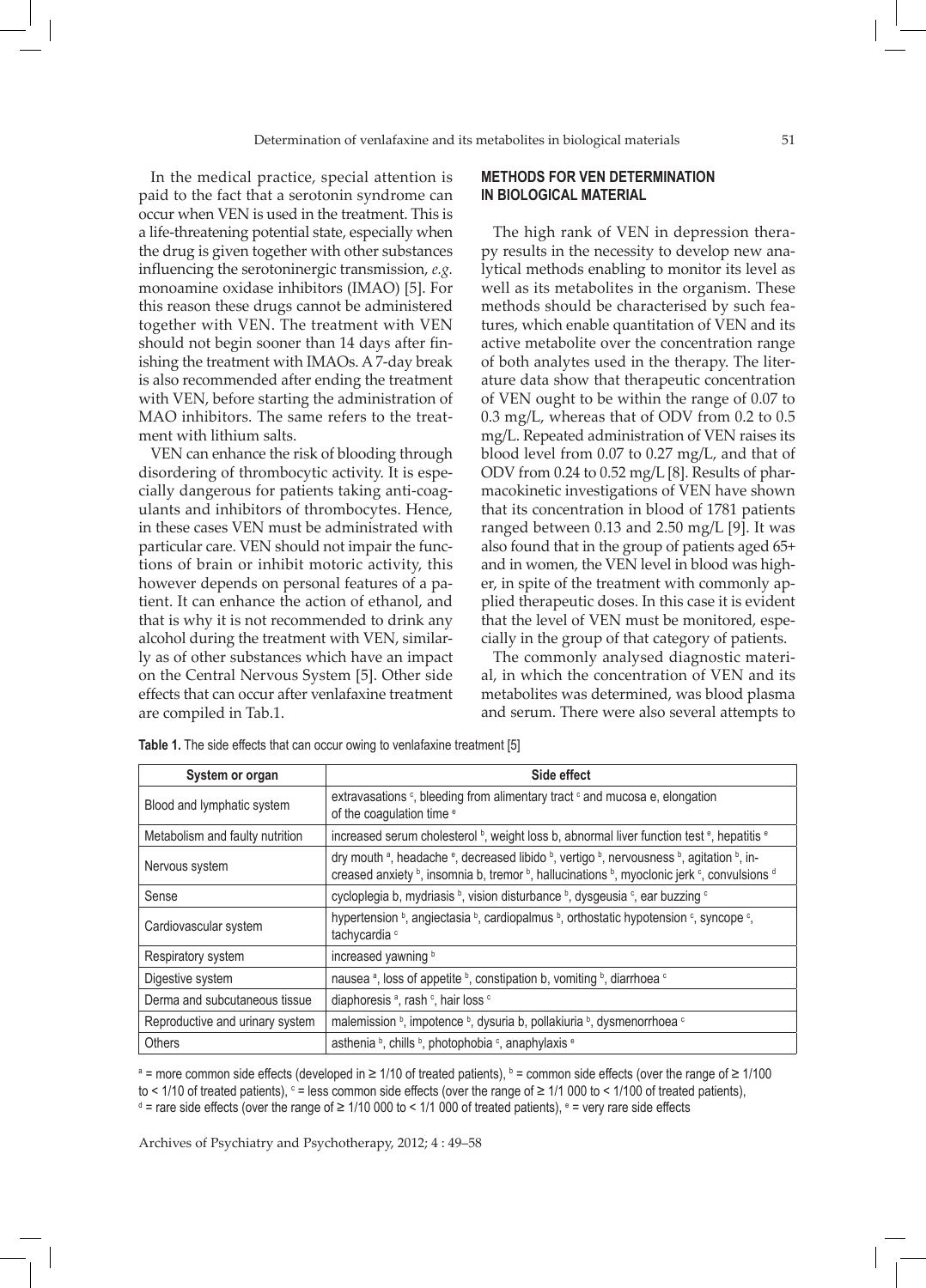In the medical practice, special attention is paid to the fact that a serotonin syndrome can occur when VEN is used in the treatment. This is a life-threatening potential state, especially when the drug is given together with other substances influencing the serotoninergic transmission, *e.g.* monoamine oxidase inhibitors (IMAO) [5]. For this reason these drugs cannot be administered together with VEN. The treatment with VEN should not begin sooner than 14 days after finishing the treatment with IMAOs. A 7-day break is also recommended after ending the treatment with VEN, before starting the administration of MAO inhibitors. The same refers to the treatment with lithium salts.

VEN can enhance the risk of blooding through disordering of thrombocytic activity. It is especially dangerous for patients taking anti-coagulants and inhibitors of thrombocytes. Hence, in these cases VEN must be administrated with particular care. VEN should not impair the functions of brain or inhibit motoric activity, this however depends on personal features of a patient. It can enhance the action of ethanol, and that is why it is not recommended to drink any alcohol during the treatment with VEN, similarly as of other substances which have an impact on the Central Nervous System [5]. Other side effects that can occur after venlafaxine treatment are compiled in Tab.1.

## METHODS FOR VEN DETERMINATION IN BIOLOGICAL MATERIAL

The high rank of VEN in depression therapy results in the necessity to develop new analytical methods enabling to monitor its level as well as its metabolites in the organism. These methods should be characterised by such features, which enable quantitation of VEN and its active metabolite over the concentration range of both analytes used in the therapy. The literature data show that therapeutic concentration of VEN ought to be within the range of 0.07 to 0.3 mg/L, whereas that of ODV from 0.2 to 0.5 mg/L. Repeated administration of VEN raises its blood level from 0.07 to 0.27 mg/L, and that of ODV from 0.24 to 0.52 mg/L [8]. Results of pharmacokinetic investigations of VEN have shown that its concentration in blood of 1781 patients ranged between 0.13 and 2.50 mg/L [9]. It was also found that in the group of patients aged 65+ and in women, the VEN level in blood was higher, in spite of the treatment with commonly applied therapeutic doses. In this case it is evident that the level of VEN must be monitored, especially in the group of that category of patients.

The commonly analysed diagnostic material, in which the concentration of VEN and its metabolites was determined, was blood plasma and serum. There were also several attempts to

**Table 1.** The side effects that can occur owing to venlafaxine treatment [5]

| System or organ | Side effect |
|---|---|
| Blood and lymphatic system | extravasations [c], bleeding from alimentary tract [c] and mucosa e, elongation of the coagulation time [e] |
| Metabolism and faulty nutrition | increased serum cholesterol [b], weight loss b, abnormal liver function test [e], hepatitis [e] |
| Nervous system | dry mouth [a], headache [e], decreased libido [b], vertigo [b], nervousness [b], agitation [b], increased anxiety [b], insomnia b, tremor [b], hallucinations [b], myoclonic jerk [c], convulsions [d] |
| Sense | cycloplegia b, mydriasis [b], vision disturbance [b], dysgeusia [c], ear buzzing [c] |
| Cardiovascular system | hypertension [b], angiectasia [b], cardiopalmus [b], orthostatic hypotension [c], syncope [c], tachycardia [c] |
| Respiratory system | increased yawning [b] |
| Digestive system | nausea [a], loss of appetite [b], constipation b, vomiting [b], diarrhoea [c] |
| Derma and subcutaneous tissue | diaphoresis [a], rash [c], hair loss [c] |
| Reproductive and urinary system | malemission [b], impotence [b], dysuria b, pollakiuria [b], dysmenorrhoea [c] |
| Others | asthenia [b], chills [b], photophobia [c], anaphylaxis [e] |

[a] = more common side effects (developed in ≥ 1/10 of treated patients), [b] = common side effects (over the range of ≥ 1/100 to < 1/10 of treated patients), [c] = less common side effects (over the range of ≥ 1/1 000 to < 1/100 of treated patients), [d] = rare side effects (over the range of ≥ 1/10 000 to < 1/1 000 of treated patients), [e] = very rare side effects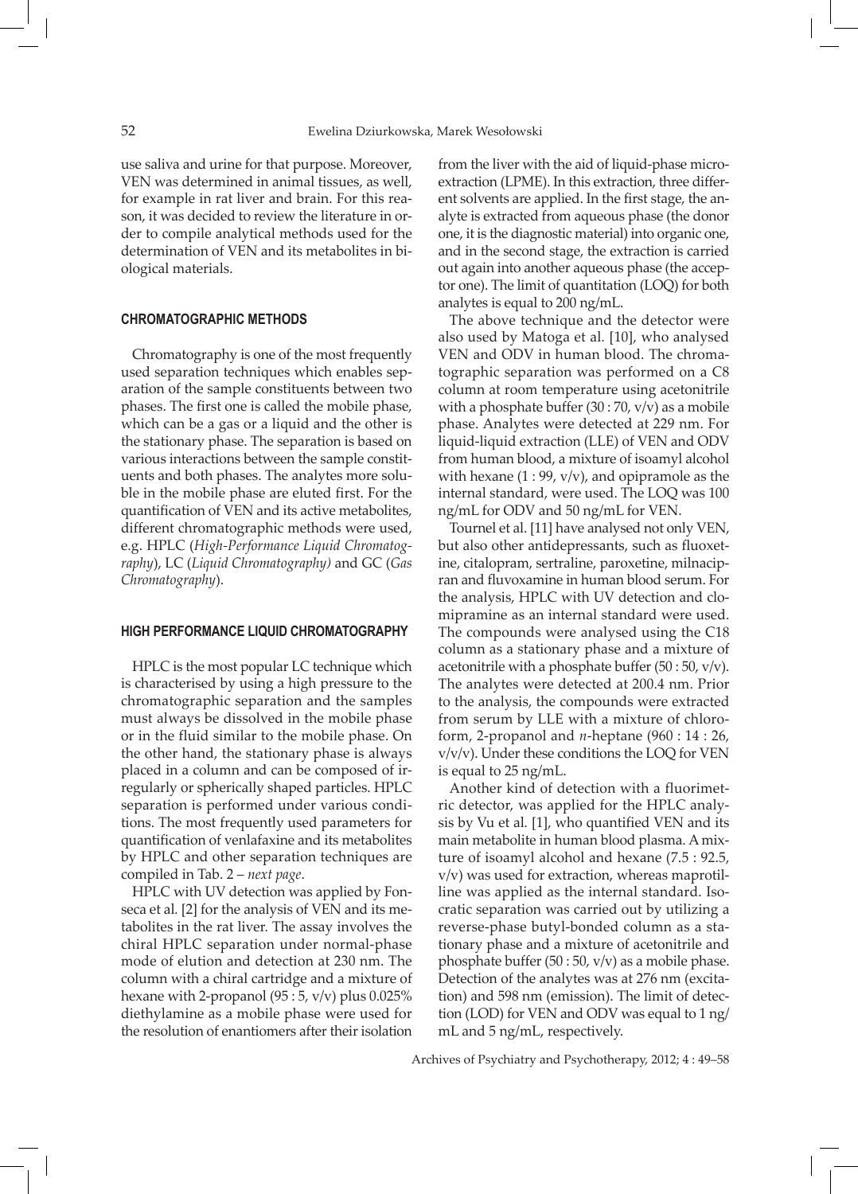use saliva and urine for that purpose. Moreover, VEN was determined in animal tissues, as well, for example in rat liver and brain. For this reason, it was decided to review the literature in order to compile analytical methods used for the determination of VEN and its metabolites in biological materials.

## CHROMATOGRAPHIC METHODS

Chromatography is one of the most frequently used separation techniques which enables separation of the sample constituents between two phases. The first one is called the mobile phase, which can be a gas or a liquid and the other is the stationary phase. The separation is based on various interactions between the sample constituents and both phases. The analytes more soluble in the mobile phase are eluted first. For the quantification of VEN and its active metabolites, different chromatographic methods were used, e.g. HPLC (*High-Performance Liquid Chromatography*), LC (*Liquid Chromatography)* and GC (*Gas Chromatography*).

## HIGH PERFORMANCE LIQUID CHROMATOGRAPHY

HPLC is the most popular LC technique which is characterised by using a high pressure to the chromatographic separation and the samples must always be dissolved in the mobile phase or in the fluid similar to the mobile phase. On the other hand, the stationary phase is always placed in a column and can be composed of irregularly or spherically shaped particles. HPLC separation is performed under various conditions. The most frequently used parameters for quantification of venlafaxine and its metabolites by HPLC and other separation techniques are compiled in Tab. 2 – *next page*.

HPLC with UV detection was applied by Fonseca et al. [2] for the analysis of VEN and its metabolites in the rat liver. The assay involves the chiral HPLC separation under normal-phase mode of elution and detection at 230 nm. The column with a chiral cartridge and a mixture of hexane with 2-propanol (95 : 5, v/v) plus 0.025% diethylamine as a mobile phase were used for the resolution of enantiomers after their isolation from the liver with the aid of liquid-phase microextraction (LPME). In this extraction, three different solvents are applied. In the first stage, the analyte is extracted from aqueous phase (the donor one, it is the diagnostic material) into organic one, and in the second stage, the extraction is carried out again into another aqueous phase (the acceptor one). The limit of quantitation (LOQ) for both analytes is equal to 200 ng/mL.

The above technique and the detector were also used by Matoga et al. [10], who analysed VEN and ODV in human blood. The chromatographic separation was performed on a C8 column at room temperature using acetonitrile with a phosphate buffer (30 : 70, v/v) as a mobile phase. Analytes were detected at 229 nm. For liquid-liquid extraction (LLE) of VEN and ODV from human blood, a mixture of isoamyl alcohol with hexane (1 : 99, v/v), and opipramole as the internal standard, were used. The LOQ was 100 ng/mL for ODV and 50 ng/mL for VEN.

Tournel et al. [11] have analysed not only VEN, but also other antidepressants, such as fluoxetine, citalopram, sertraline, paroxetine, milnacipran and fluvoxamine in human blood serum. For the analysis, HPLC with UV detection and clomipramine as an internal standard were used. The compounds were analysed using the C18 column as a stationary phase and a mixture of acetonitrile with a phosphate buffer (50 : 50, v/v). The analytes were detected at 200.4 nm. Prior to the analysis, the compounds were extracted from serum by LLE with a mixture of chloroform, 2-propanol and *n*-heptane (960 : 14 : 26, v/v/v). Under these conditions the LOQ for VEN is equal to 25 ng/mL.

Another kind of detection with a fluorimetric detector, was applied for the HPLC analysis by Vu et al. [1], who quantified VEN and its main metabolite in human blood plasma. A mixture of isoamyl alcohol and hexane (7.5 : 92.5, v/v) was used for extraction, whereas maprotilline was applied as the internal standard. Isocratic separation was carried out by utilizing a reverse-phase butyl-bonded column as a stationary phase and a mixture of acetonitrile and phosphate buffer (50 : 50, v/v) as a mobile phase. Detection of the analytes was at 276 nm (excitation) and 598 nm (emission). The limit of detection (LOD) for VEN and ODV was equal to 1 ng/mL and 5 ng/mL, respectively.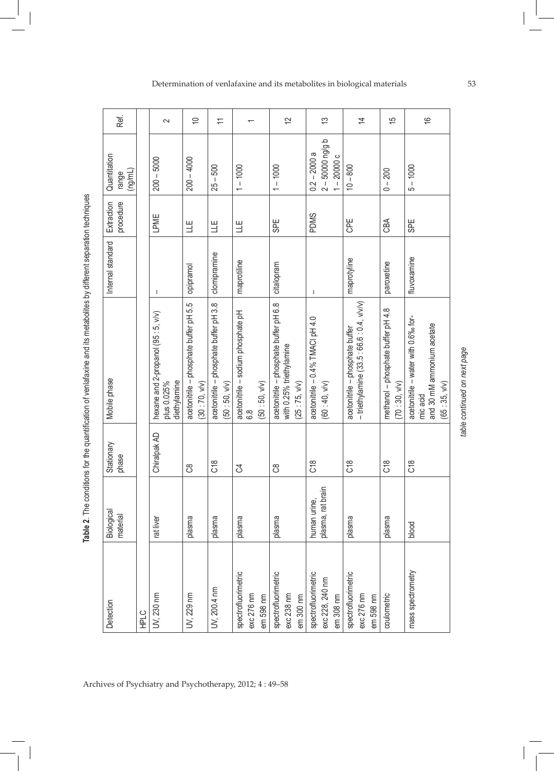**Table 2.** The conditions for the quantification of venlafaxine and its metabolites by different separation techniques

| Detection | Biological material | Stationary phase | Mobile phase | Internal standard | Extraction procedure | Quantitation range (ng/mL) | Ref. |
|---|---|---|---|---|---|---|---|
| HPLC | | | | | | | |
| UV, 230 nm | rat liver | Chiralpak AD | hexane and 2-propanol (95 : 5, v/v) plus 0.025% diethylamine | – | LPME | 200 – 5000 | 2 |
| UV, 229 nm | plasma | C8 | acetonitrile – phosphate buffer pH 5.5 (30 : 70, v/v) | opipramol | LLE | 200 – 4000 | 10 |
| UV, 200.4 nm | plasma | C18 | acetonitrile – phosphate buffer pH 3.8 (50 : 50, v/v) | clomipramine | LLE | 25 – 500 | 11 |
| spectrofluorimetric exc 276 nm em 598 nm | plasma | C4 | acetonitrile – sodium phosphate pH 6.8 (50 : 50, v/v) | maprotiline | LLE | 1 – 1000 | 1 |
| spectrofluorimetric exc 238 nm em 300 nm | plasma | C8 | acetonitrile – phosphate buffer pH 6.8 with 0.25% triethylamine (25 : 75, v/v) | citalopram | SPE | 1 – 1000 | 12 |
| spectrofluorimetric exc 228, 240 nm em 308 nm | human urine, plasma, rat brain | C18 | acetonitrile – 0.4% TMACl pH 4.0 (60 : 40, v/v) | – | PDMS | 0.2 – 2000 a<br>2 – 50000 ng/g b<br>1 – 20000 c | 13 |
| spectrofluorimetric exc 276 nm em 598 nm | plasma | C18 | acetonitrile – phosphate buffer – triethylamine (33.5 : 66.6 : 0.4, v/v/v) | maprotyline | CPE | 10 – 800 | 14 |
| coulometric | plasma | C18 | methanol – phosphate buffer pH 4.8 (70 : 30, v/v) | paroxetine | CBA | 0 – 200 | 15 |
| mass spectrometry | blood | C18 | acetonitrile – water with 0.6‰ formic acid and 30 mM ammonium acetate (65 : 35, v/v) | fluvoxamine | SPE | 5 – 1000 | 16 |

*table continued on next page*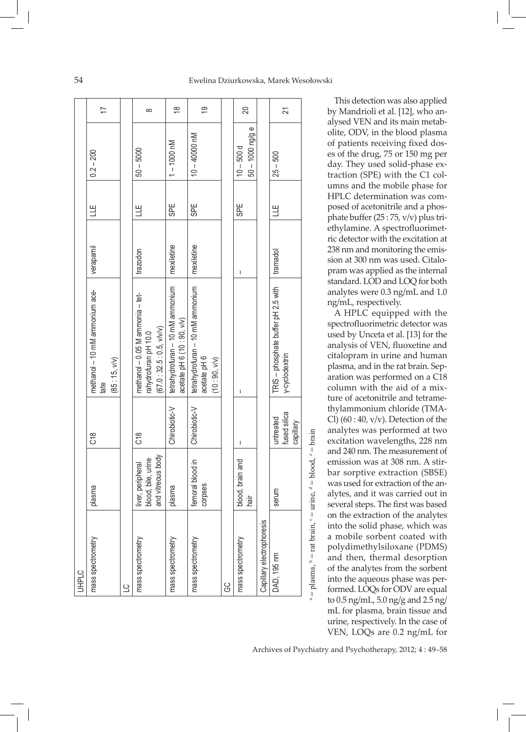| | | | | | | | |
|---|---|---|---|---|---|---|---|
| UHPLC | | | | | | | |
| mass spectrometry | plasma | C18 | methanol – 10 mM ammonium acetate (85 : 15, v/v) | verapamil | LLE | 0.2 – 200 | 17 |
| LC | | | | | | | |
| mass spectrometry | liver, peripheral blood, bile, urine and vitreous body | C18 | methanol – 0.05 M ammonia – tetrahydrofuran pH 10.0 (67.0 : 32.5 : 0.5, v/v/v) | trazodon | LLE | 50 – 5000 | 8 |
| mass spectrometry | plasma | Chirobiotic-V | tetrahydrofuran – 10 mM ammonium acetate pH 6 (10 : 90, v/v) | mexiletine | SPE | 1 – 1000 nM | 18 |
| mass spectrometry | femoral blood in corpses | Chirobiotic-V | tetrahydrofuran – 10 mM ammonium acetate pH 6 (10 : 90, v/v) | mexiletine | SPE | 10 – 40000 nM | 19 |
| GC | | | | | | | |
| mass spectrometry | blood, brain and hair | – | – | – | SPE | 10 – 500 d<br>50 – 1000 ng/g e | 20 |
| Capillary electrophoresis | | | | | | | |
| DAD, 195 nm | serum | untreated fused silica capillary | TRIS – phosphate buffer pH 2.5 with γ-cyclodextrin | tramadol | LLE | 25 – 500 | 21 |

[a] = plasma, [b] = rat brain, [c] = urine, [d] = blood, [e] = brain

This detection was also applied by Mandrioli et al. [12], who analysed VEN and its main metabolite, ODV, in the blood plasma of patients receiving fixed doses of the drug, 75 or 150 mg per day. They used solid-phase extraction (SPE) with the C1 columns and the mobile phase for HPLC determination was composed of acetonitrile and a phosphate buffer (25 : 75, v/v) plus triethylamine. A spectrofluorimetric detector with the excitation at 238 nm and monitoring the emission at 300 nm was used. Citalopram was applied as the internal standard. LOD and LOQ for both analytes were 0.3 ng/mL and 1.0 ng/mL, respectively.

A HPLC equipped with the spectrofluorimetric detector was used by Unceta et al. [13] for the analysis of VEN, fluoxetine and citalopram in urine and human plasma, and in the rat brain. Separation was performed on a C18 column with the aid of a mixture of acetonitrile and tetramethylammonium chloride (TMA-Cl) (60 : 40, v/v). Detection of the analytes was performed at two excitation wavelengths, 228 nm and 240 nm. The measurement of emission was at 308 nm. A stir-bar sorptive extraction (SBSE) was used for extraction of the analytes, and it was carried out in several steps. The first was based on the extraction of the analytes into the solid phase, which was a mobile sorbent coated with polydimethylsiloxane (PDMS) and then, thermal desorption of the analytes from the sorbent into the aqueous phase was performed. LOQs for ODV are equal to 0.5 ng/mL, 5.0 ng/g and 2.5 ng/mL for plasma, brain tissue and urine, respectively. In the case of VEN, LOQs are 0.2 ng/mL for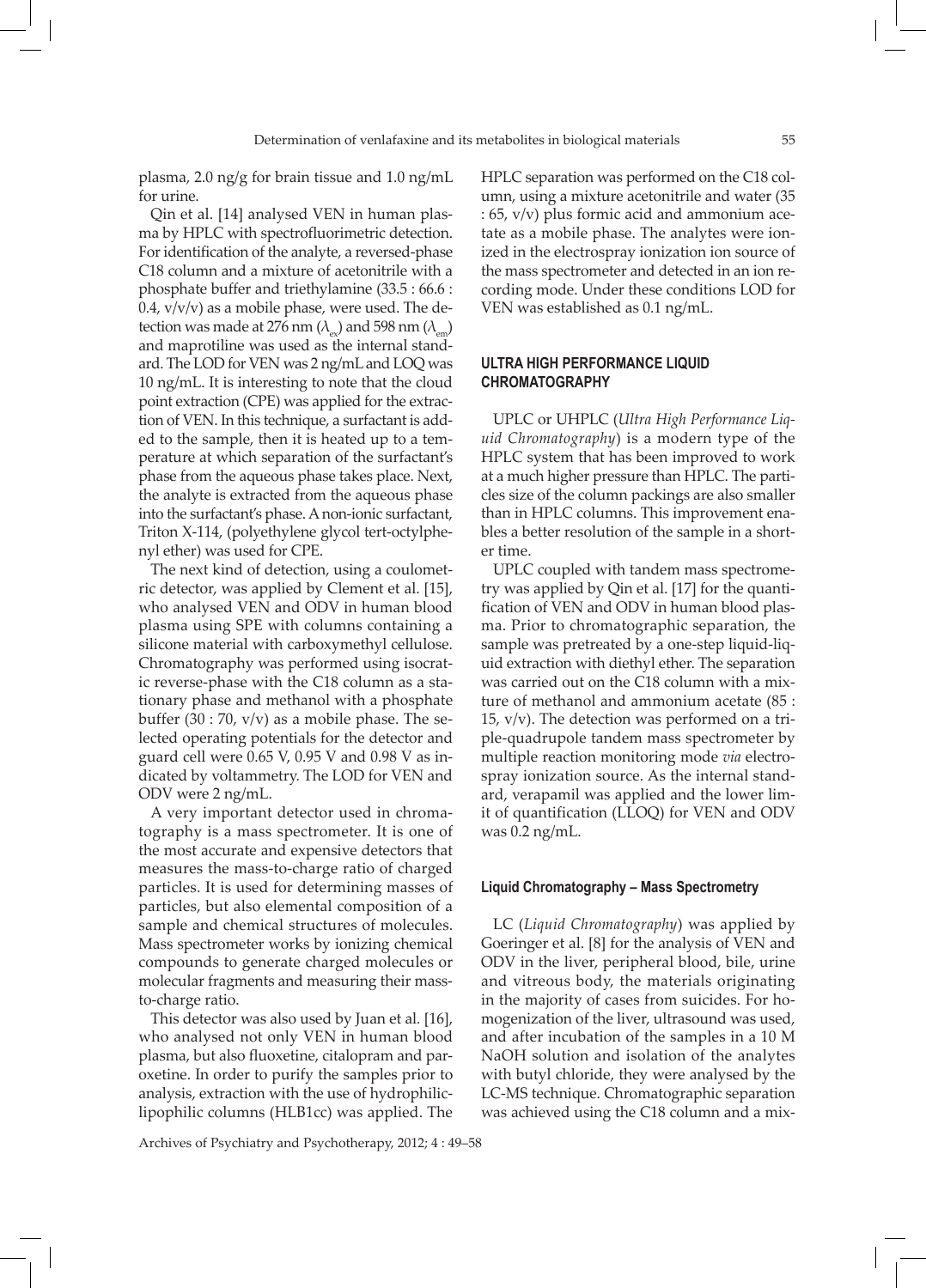plasma, 2.0 ng/g for brain tissue and 1.0 ng/mL for urine.

Qin et al. [14] analysed VEN in human plasma by HPLC with spectrofluorimetric detection. For identification of the analyte, a reversed-phase C18 column and a mixture of acetonitrile with a phosphate buffer and triethylamine (33.5 : 66.6 : 0.4, v/v/v) as a mobile phase, were used. The detection was made at 276 nm ($\lambda_{ex}$) and 598 nm ($\lambda_{em}$) and maprotiline was used as the internal standard. The LOD for VEN was 2 ng/mL and LOQ was 10 ng/mL. It is interesting to note that the cloud point extraction (CPE) was applied for the extraction of VEN. In this technique, a surfactant is added to the sample, then it is heated up to a temperature at which separation of the surfactant's phase from the aqueous phase takes place. Next, the analyte is extracted from the aqueous phase into the surfactant's phase. A non-ionic surfactant, Triton X-114, (polyethylene glycol tert-octylphenyl ether) was used for CPE.

The next kind of detection, using a coulometric detector, was applied by Clement et al. [15], who analysed VEN and ODV in human blood plasma using SPE with columns containing a silicone material with carboxymethyl cellulose. Chromatography was performed using isocratic reverse-phase with the C18 column as a stationary phase and methanol with a phosphate buffer (30 : 70, v/v) as a mobile phase. The selected operating potentials for the detector and guard cell were 0.65 V, 0.95 V and 0.98 V as indicated by voltammetry. The LOD for VEN and ODV were 2 ng/mL.

A very important detector used in chromatography is a mass spectrometer. It is one of the most accurate and expensive detectors that measures the mass-to-charge ratio of charged particles. It is used for determining masses of particles, but also elemental composition of a sample and chemical structures of molecules. Mass spectrometer works by ionizing chemical compounds to generate charged molecules or molecular fragments and measuring their mass-to-charge ratio.

This detector was also used by Juan et al. [16], who analysed not only VEN in human blood plasma, but also fluoxetine, citalopram and paroxetine. In order to purify the samples prior to analysis, extraction with the use of hydrophilic-lipophilic columns (HLB1cc) was applied. The HPLC separation was performed on the C18 column, using a mixture acetonitrile and water (35 : 65, v/v) plus formic acid and ammonium acetate as a mobile phase. The analytes were ionized in the electrospray ionization ion source of the mass spectrometer and detected in an ion recording mode. Under these conditions LOD for VEN was established as 0.1 ng/mL.

## ULTRA HIGH PERFORMANCE LIQUID CHROMATOGRAPHY

UPLC or UHPLC (*Ultra High Performance Liquid Chromatography*) is a modern type of the HPLC system that has been improved to work at a much higher pressure than HPLC. The particles size of the column packings are also smaller than in HPLC columns. This improvement enables a better resolution of the sample in a shorter time.

UPLC coupled with tandem mass spectrometry was applied by Qin et al. [17] for the quantification of VEN and ODV in human blood plasma. Prior to chromatographic separation, the sample was pretreated by a one-step liquid-liquid extraction with diethyl ether. The separation was carried out on the C18 column with a mixture of methanol and ammonium acetate (85 : 15, v/v). The detection was performed on a triple-quadrupole tandem mass spectrometer by multiple reaction monitoring mode *via* electrospray ionization source. As the internal standard, verapamil was applied and the lower limit of quantification (LLOQ) for VEN and ODV was 0.2 ng/mL.

### Liquid Chromatography – Mass Spectrometry

LC (*Liquid Chromatography*) was applied by Goeringer et al. [8] for the analysis of VEN and ODV in the liver, peripheral blood, bile, urine and vitreous body, the materials originating in the majority of cases from suicides. For homogenization of the liver, ultrasound was used, and after incubation of the samples in a 10 M NaOH solution and isolation of the analytes with butyl chloride, they were analysed by the LC-MS technique. Chromatographic separation was achieved using the C18 column and a mix-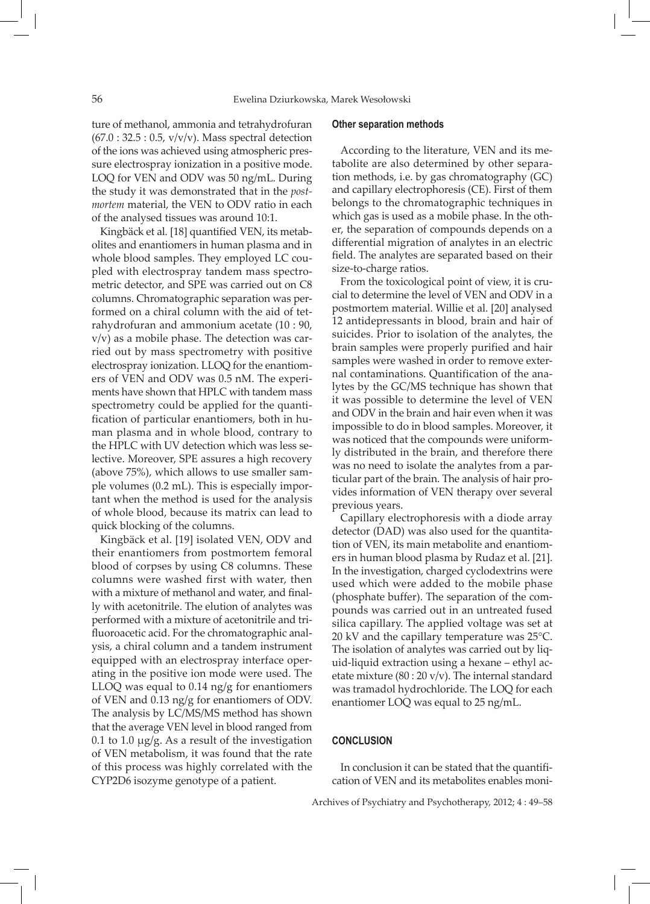ture of methanol, ammonia and tetrahydrofuran (67.0 : 32.5 : 0.5, v/v/v). Mass spectral detection of the ions was achieved using atmospheric pressure electrospray ionization in a positive mode. LOQ for VEN and ODV was 50 ng/mL. During the study it was demonstrated that in the *postmortem* material, the VEN to ODV ratio in each of the analysed tissues was around 10:1.

Kingbäck et al. [18] quantified VEN, its metabolites and enantiomers in human plasma and in whole blood samples. They employed LC coupled with electrospray tandem mass spectrometric detector, and SPE was carried out on C8 columns. Chromatographic separation was performed on a chiral column with the aid of tetrahydrofuran and ammonium acetate (10 : 90, v/v) as a mobile phase. The detection was carried out by mass spectrometry with positive electrospray ionization. LLOQ for the enantiomers of VEN and ODV was 0.5 nM. The experiments have shown that HPLC with tandem mass spectrometry could be applied for the quantification of particular enantiomers, both in human plasma and in whole blood, contrary to the HPLC with UV detection which was less selective. Moreover, SPE assures a high recovery (above 75%), which allows to use smaller sample volumes (0.2 mL). This is especially important when the method is used for the analysis of whole blood, because its matrix can lead to quick blocking of the columns.

Kingbäck et al. [19] isolated VEN, ODV and their enantiomers from postmortem femoral blood of corpses by using C8 columns. These columns were washed first with water, then with a mixture of methanol and water, and finally with acetonitrile. The elution of analytes was performed with a mixture of acetonitrile and trifluoroacetic acid. For the chromatographic analysis, a chiral column and a tandem instrument equipped with an electrospray interface operating in the positive ion mode were used. The LLOQ was equal to 0.14 ng/g for enantiomers of VEN and 0.13 ng/g for enantiomers of ODV. The analysis by LC/MS/MS method has shown that the average VEN level in blood ranged from 0.1 to 1.0 μg/g. As a result of the investigation of VEN metabolism, it was found that the rate of this process was highly correlated with the CYP2D6 isozyme genotype of a patient.

### Other separation methods

According to the literature, VEN and its metabolite are also determined by other separation methods, i.e. by gas chromatography (GC) and capillary electrophoresis (CE). First of them belongs to the chromatographic techniques in which gas is used as a mobile phase. In the other, the separation of compounds depends on a differential migration of analytes in an electric field. The analytes are separated based on their size-to-charge ratios.

From the toxicological point of view, it is crucial to determine the level of VEN and ODV in a postmortem material. Willie et al. [20] analysed 12 antidepressants in blood, brain and hair of suicides. Prior to isolation of the analytes, the brain samples were properly purified and hair samples were washed in order to remove external contaminations. Quantification of the analytes by the GC/MS technique has shown that it was possible to determine the level of VEN and ODV in the brain and hair even when it was impossible to do in blood samples. Moreover, it was noticed that the compounds were uniformly distributed in the brain, and therefore there was no need to isolate the analytes from a particular part of the brain. The analysis of hair provides information of VEN therapy over several previous years.

Capillary electrophoresis with a diode array detector (DAD) was also used for the quantitation of VEN, its main metabolite and enantiomers in human blood plasma by Rudaz et al. [21]. In the investigation, charged cyclodextrins were used which were added to the mobile phase (phosphate buffer). The separation of the compounds was carried out in an untreated fused silica capillary. The applied voltage was set at 20 kV and the capillary temperature was 25°C. The isolation of analytes was carried out by liquid-liquid extraction using a hexane – ethyl acetate mixture (80 : 20 v/v). The internal standard was tramadol hydrochloride. The LOQ for each enantiomer LOQ was equal to 25 ng/mL.

## CONCLUSION

In conclusion it can be stated that the quantification of VEN and its metabolites enables moni-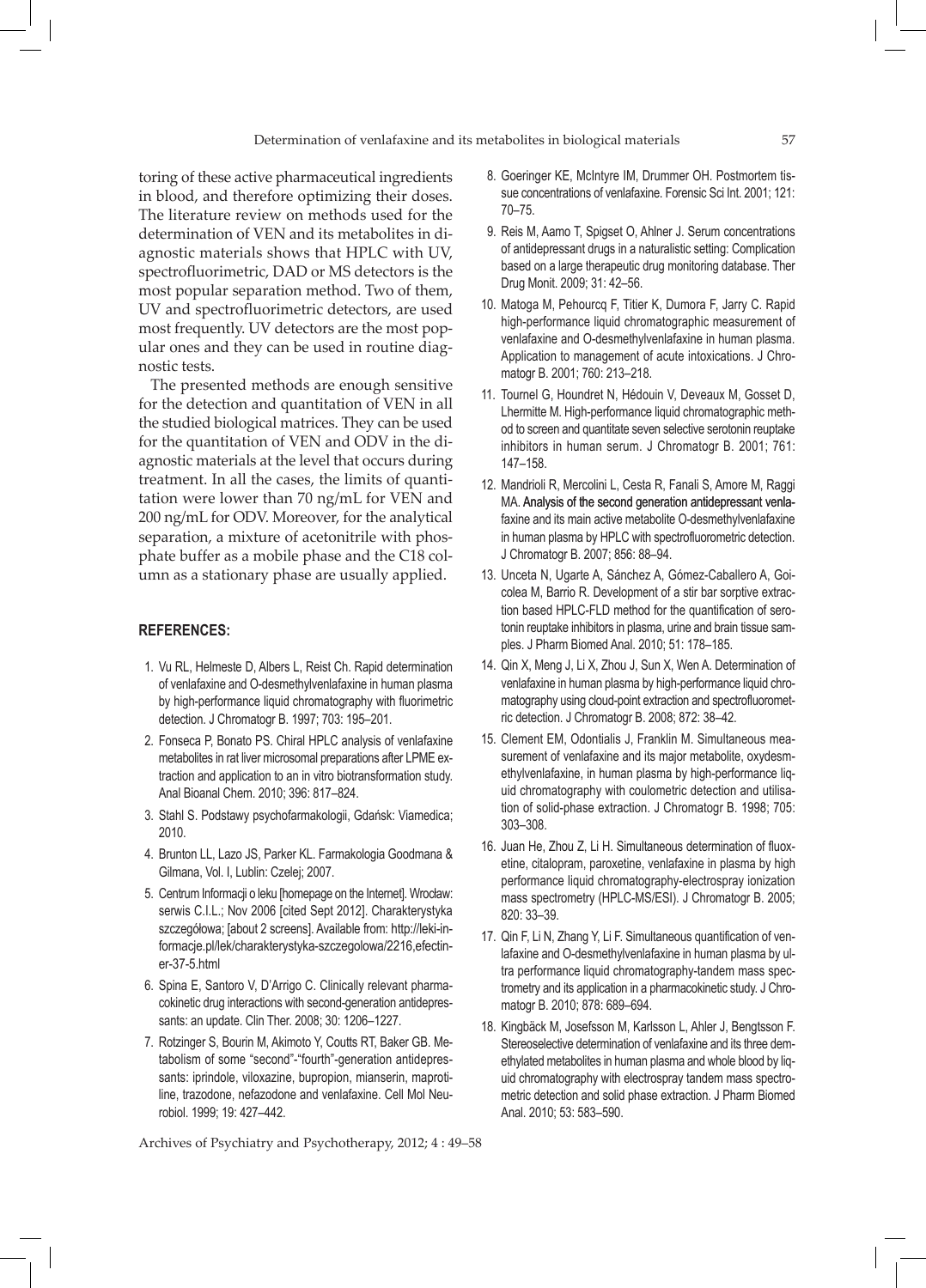toring of these active pharmaceutical ingredients in blood, and therefore optimizing their doses. The literature review on methods used for the determination of VEN and its metabolites in diagnostic materials shows that HPLC with UV, spectrofluorimetric, DAD or MS detectors is the most popular separation method. Two of them, UV and spectrofluorimetric detectors, are used most frequently. UV detectors are the most popular ones and they can be used in routine diagnostic tests.

The presented methods are enough sensitive for the detection and quantitation of VEN in all the studied biological matrices. They can be used for the quantitation of VEN and ODV in the diagnostic materials at the level that occurs during treatment. In all the cases, the limits of quantitation were lower than 70 ng/mL for VEN and 200 ng/mL for ODV. Moreover, for the analytical separation, a mixture of acetonitrile with phosphate buffer as a mobile phase and the C18 column as a stationary phase are usually applied.

## REFERENCES:

1. Vu RL, Helmeste D, Albers L, Reist Ch. Rapid determination of venlafaxine and O-desmethylvenlafaxine in human plasma by high-performance liquid chromatography with fluorimetric detection. J Chromatogr B. 1997; 703: 195–201.
2. Fonseca P, Bonato PS. Chiral HPLC analysis of venlafaxine metabolites in rat liver microsomal preparations after LPME extraction and application to an in vitro biotransformation study. Anal Bioanal Chem. 2010; 396: 817–824.
3. Stahl S. Podstawy psychofarmakologii, Gdańsk: Viamedica; 2010.
4. Brunton LL, Lazo JS, Parker KL. Farmakologia Goodmana & Gilmana, Vol. I, Lublin: Czelej; 2007.
5. Centrum Informacji o leku [homepage on the Internet]. Wrocław: serwis C.I.L.; Nov 2006 [cited Sept 2012]. Charakterystyka szczegółowa; [about 2 screens]. Available from: http://leki-informacje.pl/lek/charakterystyka-szczegolowa/2216,efectiner-37-5.html
6. Spina E, Santoro V, D'Arrigo C. Clinically relevant pharmacokinetic drug interactions with second-generation antidepressants: an update. Clin Ther. 2008; 30: 1206–1227.
7. Rotzinger S, Bourin M, Akimoto Y, Coutts RT, Baker GB. Metabolism of some "second"-"fourth"-generation antidepressants: iprindole, viloxazine, bupropion, mianserin, maprotiline, trazodone, nefazodone and venlafaxine. Cell Mol Neurobiol. 1999; 19: 427–442.
8. Goeringer KE, McIntyre IM, Drummer OH. Postmortem tissue concentrations of venlafaxine. Forensic Sci Int. 2001; 121: 70–75.
9. Reis M, Aamo T, Spigset O, Ahlner J. Serum concentrations of antidepressant drugs in a naturalistic setting: Complication based on a large therapeutic drug monitoring database. Ther Drug Monit. 2009; 31: 42–56.
10. Matoga M, Pehourcq F, Titier K, Dumora F, Jarry C. Rapid high-performance liquid chromatographic measurement of venlafaxine and O-desmethylvenlafaxine in human plasma. Application to management of acute intoxications. J Chromatogr B. 2001; 760: 213–218.
11. Tournel G, Houndret N, Hédouin V, Deveaux M, Gosset D, Lhermitte M. High-performance liquid chromatographic method to screen and quantitate seven selective serotonin reuptake inhibitors in human serum. J Chromatogr B. 2001; 761: 147–158.
12. Mandrioli R, Mercolini L, Cesta R, Fanali S, Amore M, Raggi MA. Analysis of the second generation antidepressant venlafaxine and its main active metabolite O-desmethylvenlafaxine in human plasma by HPLC with spectrofluorometric detection. J Chromatogr B. 2007; 856: 88–94.
13. Unceta N, Ugarte A, Sánchez A, Gómez-Caballero A, Goicolea M, Barrio R. Development of a stir bar sorptive extraction based HPLC-FLD method for the quantification of serotonin reuptake inhibitors in plasma, urine and brain tissue samples. J Pharm Biomed Anal. 2010; 51: 178–185.
14. Qin X, Meng J, Li X, Zhou J, Sun X, Wen A. Determination of venlafaxine in human plasma by high-performance liquid chromatography using cloud-point extraction and spectrofluorometric detection. J Chromatogr B. 2008; 872: 38–42.
15. Clement EM, Odontialis J, Franklin M. Simultaneous measurement of venlafaxine and its major metabolite, oxydesmethylvenlafaxine, in human plasma by high-performance liquid chromatography with coulometric detection and utilisation of solid-phase extraction. J Chromatogr B. 1998; 705: 303–308.
16. Juan He, Zhou Z, Li H. Simultaneous determination of fluoxetine, citalopram, paroxetine, venlafaxine in plasma by high performance liquid chromatography-electrospray ionization mass spectrometry (HPLC-MS/ESI). J Chromatogr B. 2005; 820: 33–39.
17. Qin F, Li N, Zhang Y, Li F. Simultaneous quantification of venlafaxine and O-desmethylvenlafaxine in human plasma by ultra performance liquid chromatography-tandem mass spectrometry and its application in a pharmacokinetic study. J Chromatogr B. 2010; 878: 689–694.
18. Kingbäck M, Josefsson M, Karlsson L, Ahler J, Bengtsson F. Stereoselective determination of venlafaxine and its three demethylated metabolites in human plasma and whole blood by liquid chromatography with electrospray tandem mass spectrometric detection and solid phase extraction. J Pharm Biomed Anal. 2010; 53: 583–590.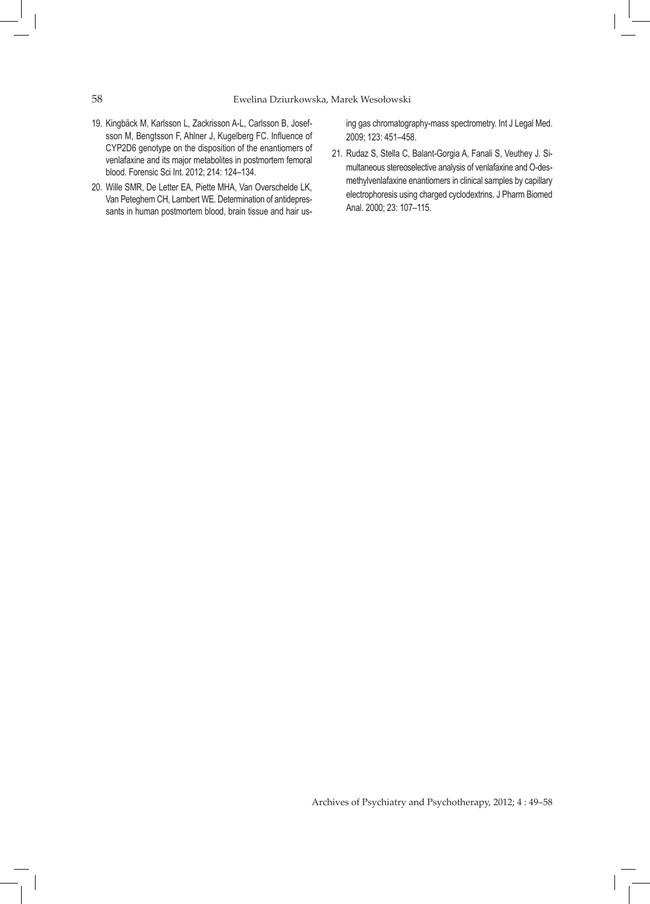19. Kingbäck M, Karlsson L, Zackrisson A-L, Carlsson B, Josefsson M, Bengtsson F, Ahlner J, Kugelberg FC. Influence of CYP2D6 genotype on the disposition of the enantiomers of venlafaxine and its major metabolites in postmortem femoral blood. Forensic Sci Int. 2012; 214: 124–134.
20. Wille SMR, De Letter EA, Piette MHA, Van Overschelde LK, Van Peteghem CH, Lambert WE. Determination of antidepressants in human postmortem blood, brain tissue and hair using gas chromatography-mass spectrometry. Int J Legal Med. 2009; 123: 451–458.
21. Rudaz S, Stella C, Balant-Gorgia A, Fanali S, Veuthey J. Simultaneous stereoselective analysis of venlafaxine and O-desmethylvenlafaxine enantiomers in clinical samples by capillary electrophoresis using charged cyclodextrins. J Pharm Biomed Anal. 2000; 23: 107–115.